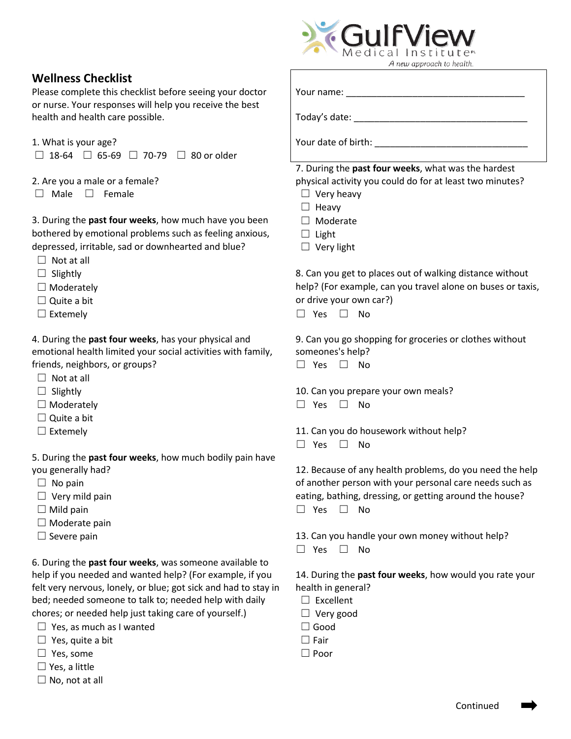GulfView Medical Institute

*A new approach to health.*

## Wellness Checklist

Please complete this checklist before seeing your doctor or nurse. Your responses will help you receive the best health and health care possible.

Your name: ___________________________________

Today's date: _________________________________

Your date of birth: ____________________________

1. What is your age?

☐ 18-64 ☐ 65-69 ☐ 70-79 ☐ 80 or older

2. Are you a male or a female?

☐ Male ☐ Female

3. During the **past four weeks**, how much have you been bothered by emotional problems such as feeling anxious, depressed, irritable, sad or downhearted and blue?

- ☐ Not at all
- ☐ Slightly
- ☐ Moderately
- ☐ Quite a bit
- ☐ Extemely

4. During the **past four weeks**, has your physical and emotional health limited your social activities with family, friends, neighbors, or groups?

- ☐ Not at all
- ☐ Slightly
- ☐ Moderately
- ☐ Quite a bit
- ☐ Extemely

5. During the **past four weeks**, how much bodily pain have you generally had?

- ☐ No pain
- ☐ Very mild pain
- ☐ Mild pain
- ☐ Moderate pain
- ☐ Severe pain

6. During the **past four weeks**, was someone available to help if you needed and wanted help? (For example, if you felt very nervous, lonely, or blue; got sick and had to stay in bed; needed someone to talk to; needed help with daily chores; or needed help just taking care of yourself.)

- ☐ Yes, as much as I wanted
- ☐ Yes, quite a bit
- ☐ Yes, some
- ☐ Yes, a little
- ☐ No, not at all

7. During the **past four weeks**, what was the hardest physical activity you could do for at least two minutes?

- ☐ Very heavy
- ☐ Heavy
- ☐ Moderate
- ☐ Light
- ☐ Very light

8. Can you get to places out of walking distance without help? (For example, can you travel alone on buses or taxis, or drive your own car?)

☐ Yes ☐ No

9. Can you go shopping for groceries or clothes without someones's help?

☐ Yes ☐ No

10. Can you prepare your own meals?

☐ Yes ☐ No

11. Can you do housework without help?

☐ Yes ☐ No

12. Because of any health problems, do you need the help of another person with your personal care needs such as eating, bathing, dressing, or getting around the house?

☐ Yes ☐ No

13. Can you handle your own money without help?

☐ Yes ☐ No

14. During the **past four weeks**, how would you rate your health in general?

- ☐ Excellent
- ☐ Very good
- ☐ Good
- ☐ Fair
- ☐ Poor

Continued ➡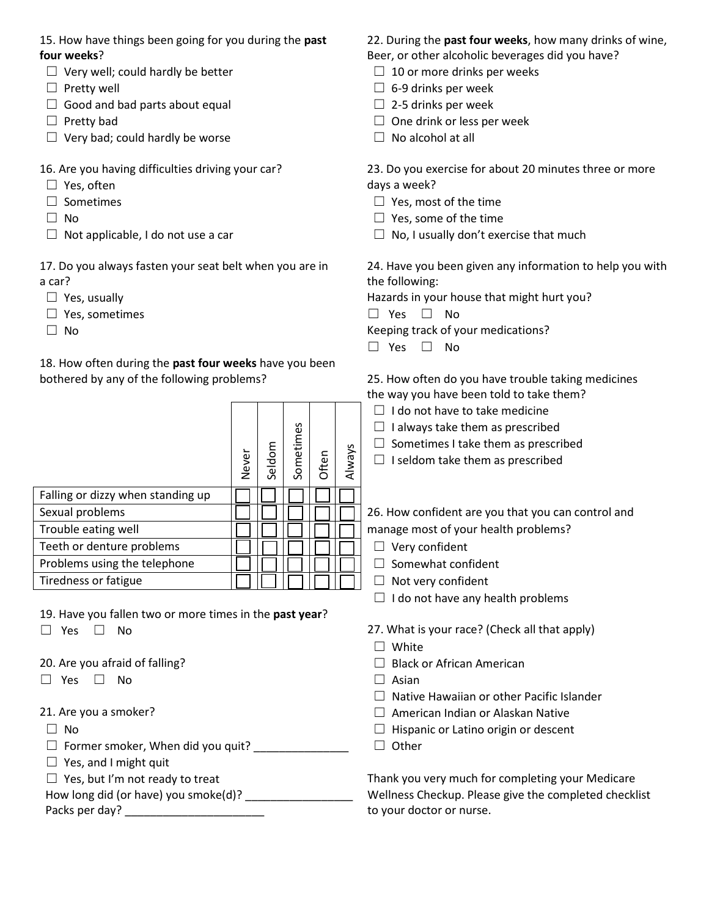15. How have things been going for you during the **past four weeks**?

- ☐ Very well; could hardly be better
- ☐ Pretty well
- ☐ Good and bad parts about equal
- ☐ Pretty bad
- ☐ Very bad; could hardly be worse

16. Are you having difficulties driving your car?

- ☐ Yes, often
- ☐ Sometimes
- ☐ No
- ☐ Not applicable, I do not use a car

17. Do you always fasten your seat belt when you are in a car?

- ☐ Yes, usually
- ☐ Yes, sometimes
- ☐ No

18. How often during the **past four weeks** have you been bothered by any of the following problems?

| | Never | Seldom | Sometimes | Often | Always |
|---|---|---|---|---|---|
| Falling or dizzy when standing up | ☐ | ☐ | ☐ | ☐ | ☐ |
| Sexual problems | ☐ | ☐ | ☐ | ☐ | ☐ |
| Trouble eating well | ☐ | ☐ | ☐ | ☐ | ☐ |
| Teeth or denture problems | ☐ | ☐ | ☐ | ☐ | ☐ |
| Problems using the telephone | ☐ | ☐ | ☐ | ☐ | ☐ |
| Tiredness or fatigue | ☐ | ☐ | ☐ | ☐ | ☐ |

19. Have you fallen two or more times in the **past year**?

☐ Yes ☐ No

20. Are you afraid of falling?

☐ Yes ☐ No

21. Are you a smoker?

- ☐ No
- ☐ Former smoker, When did you quit? _______________
- ☐ Yes, and I might quit
- ☐ Yes, but I'm not ready to treat

How long did (or have) you smoke(d)? _________________

Packs per day? ______________________

22. During the **past four weeks**, how many drinks of wine, Beer, or other alcoholic beverages did you have?

- ☐ 10 or more drinks per weeks
- ☐ 6-9 drinks per week
- ☐ 2-5 drinks per week
- ☐ One drink or less per week
- ☐ No alcohol at all

23. Do you exercise for about 20 minutes three or more days a week?

- ☐ Yes, most of the time
- ☐ Yes, some of the time
- ☐ No, I usually don't exercise that much

24. Have you been given any information to help you with the following:

Hazards in your house that might hurt you?

☐ Yes ☐ No

Keeping track of your medications?

☐ Yes ☐ No

25. How often do you have trouble taking medicines the way you have been told to take them?

- ☐ I do not have to take medicine
- ☐ I always take them as prescribed
- ☐ Sometimes I take them as prescribed
- ☐ I seldom take them as prescribed

26. How confident are you that you can control and manage most of your health problems?

- ☐ Very confident
- ☐ Somewhat confident
- ☐ Not very confident
- ☐ I do not have any health problems

27. What is your race? (Check all that apply)

- ☐ White
- ☐ Black or African American
- ☐ Asian
- ☐ Native Hawaiian or other Pacific Islander
- ☐ American Indian or Alaskan Native
- ☐ Hispanic or Latino origin or descent
- ☐ Other

Thank you very much for completing your Medicare Wellness Checkup. Please give the completed checklist to your doctor or nurse.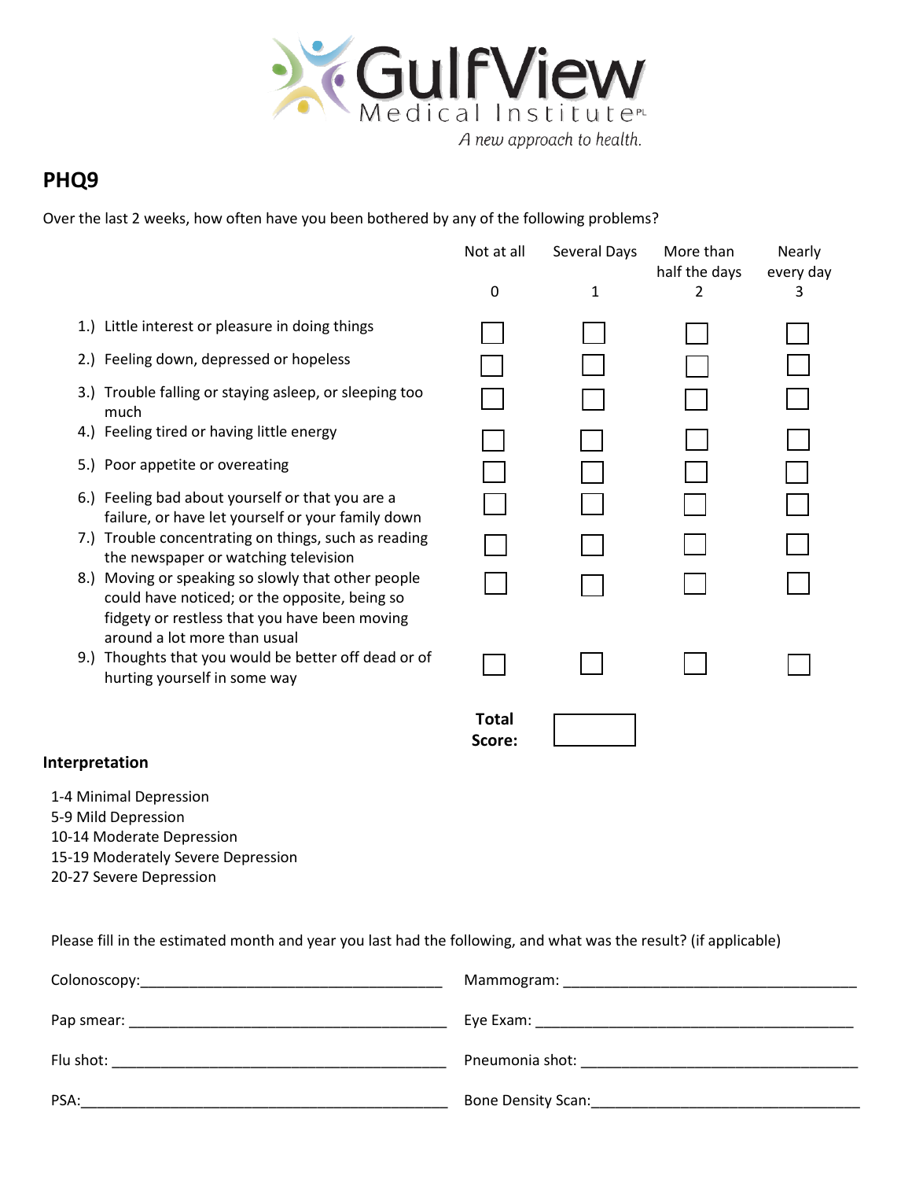GulfView Medical Institute PL

*A new approach to health.*

## PHQ9

Over the last 2 weeks, how often have you been bothered by any of the following problems?

| | Not at all<br>0 | Several Days<br>1 | More than half the days<br>2 | Nearly every day<br>3 |
|---|---|---|---|---|
| 1.) Little interest or pleasure in doing things | ☐ | ☐ | ☐ | ☐ |
| 2.) Feeling down, depressed or hopeless | ☐ | ☐ | ☐ | ☐ |
| 3.) Trouble falling or staying asleep, or sleeping too much | ☐ | ☐ | ☐ | ☐ |
| 4.) Feeling tired or having little energy | ☐ | ☐ | ☐ | ☐ |
| 5.) Poor appetite or overeating | ☐ | ☐ | ☐ | ☐ |
| 6.) Feeling bad about yourself or that you are a failure, or have let yourself or your family down | ☐ | ☐ | ☐ | ☐ |
| 7.) Trouble concentrating on things, such as reading the newspaper or watching television | ☐ | ☐ | ☐ | ☐ |
| 8.) Moving or speaking so slowly that other people could have noticed; or the opposite, being so fidgety or restless that you have been moving around a lot more than usual | ☐ | ☐ | ☐ | ☐ |
| 9.) Thoughts that you would be better off dead or of hurting yourself in some way | ☐ | ☐ | ☐ | ☐ |
| | **Total Score:** | ☐ | | |

**Interpretation**

1-4 Minimal Depression
5-9 Mild Depression
10-14 Moderate Depression
15-19 Moderately Severe Depression
20-27 Severe Depression

Please fill in the estimated month and year you last had the following, and what was the result? (if applicable)

Colonoscopy:_____________________________________

Mammogram: ____________________________________

Pap smear: ______________________________________

Eye Exam: _______________________________________

Flu shot: ________________________________________

Pneumonia shot: __________________________________

PSA:____________________________________________

Bone Density Scan:_________________________________